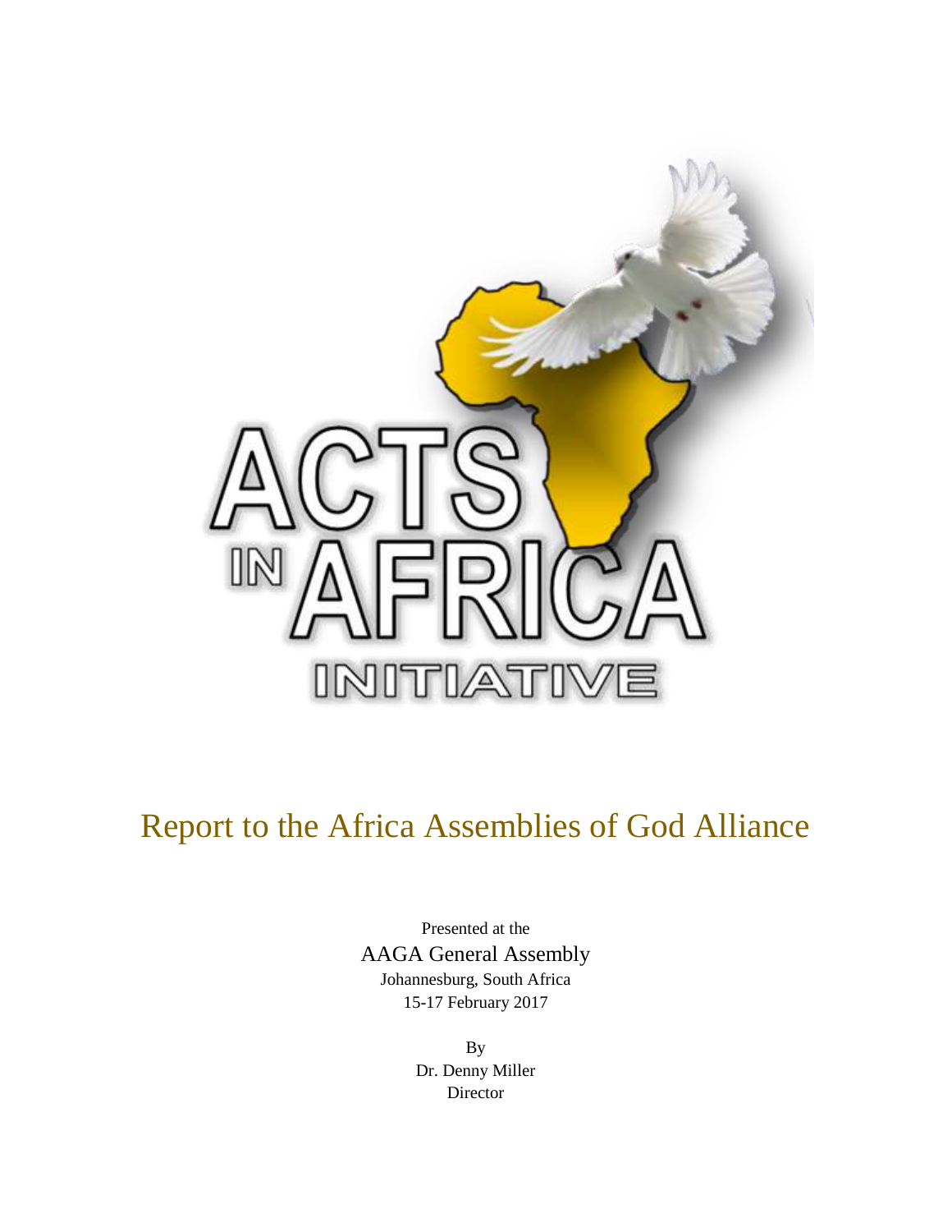ACTS IN AFRICA INITIATIVE

# Report to the Africa Assemblies of God Alliance

Presented at the

AAGA General Assembly

Johannesburg, South Africa

15-17 February 2017

By

Dr. Denny Miller

Director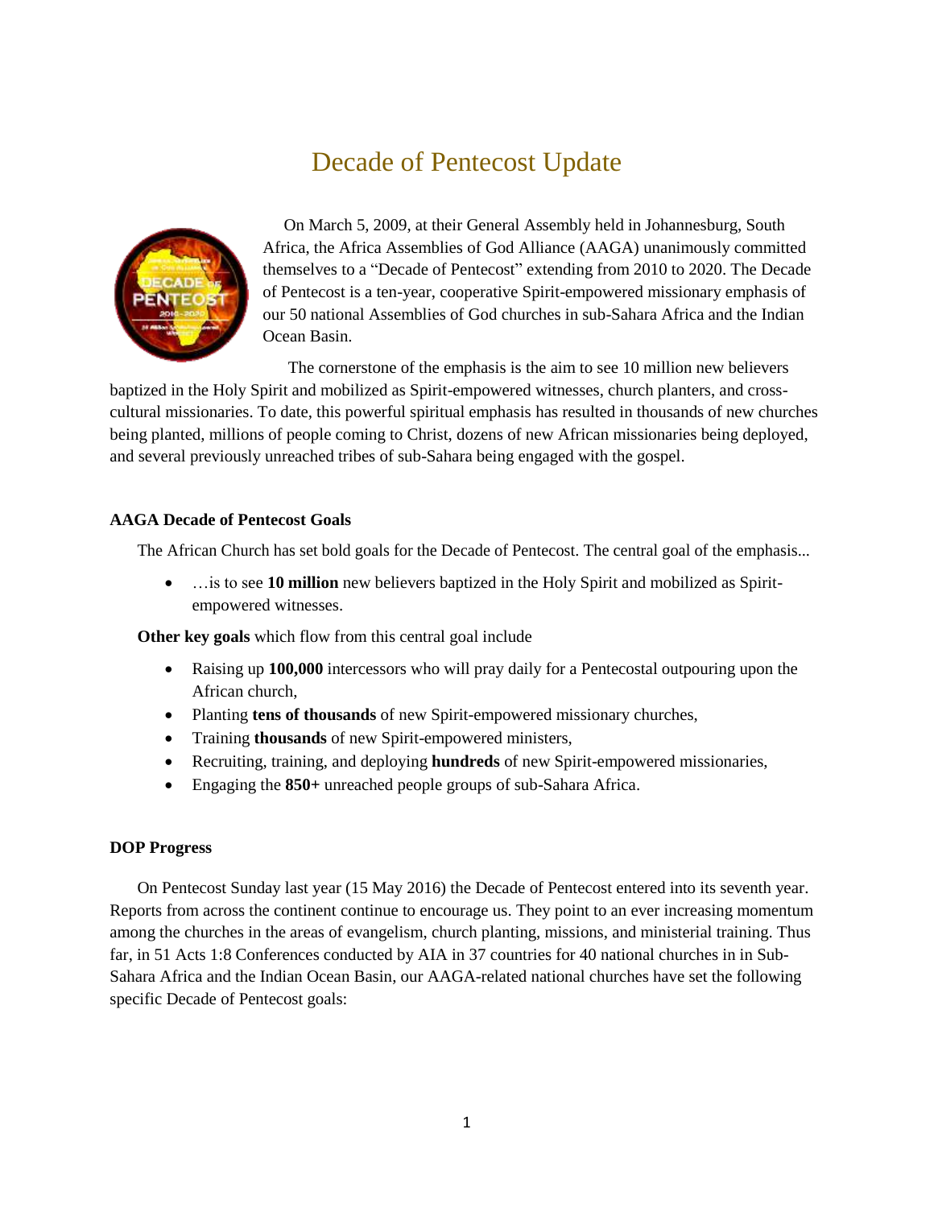# Decade of Pentecost Update

On March 5, 2009, at their General Assembly held in Johannesburg, South Africa, the Africa Assemblies of God Alliance (AAGA) unanimously committed themselves to a "Decade of Pentecost" extending from 2010 to 2020. The Decade of Pentecost is a ten-year, cooperative Spirit-empowered missionary emphasis of our 50 national Assemblies of God churches in sub-Sahara Africa and the Indian Ocean Basin.

The cornerstone of the emphasis is the aim to see 10 million new believers baptized in the Holy Spirit and mobilized as Spirit-empowered witnesses, church planters, and cross-cultural missionaries. To date, this powerful spiritual emphasis has resulted in thousands of new churches being planted, millions of people coming to Christ, dozens of new African missionaries being deployed, and several previously unreached tribes of sub-Sahara being engaged with the gospel.

**AAGA Decade of Pentecost Goals**

The African Church has set bold goals for the Decade of Pentecost. The central goal of the emphasis...

- …is to see **10 million** new believers baptized in the Holy Spirit and mobilized as Spirit-empowered witnesses.

**Other key goals** which flow from this central goal include

- Raising up **100,000** intercessors who will pray daily for a Pentecostal outpouring upon the African church,
- Planting **tens of thousands** of new Spirit-empowered missionary churches,
- Training **thousands** of new Spirit-empowered ministers,
- Recruiting, training, and deploying **hundreds** of new Spirit-empowered missionaries,
- Engaging the **850+** unreached people groups of sub-Sahara Africa.

**DOP Progress**

On Pentecost Sunday last year (15 May 2016) the Decade of Pentecost entered into its seventh year. Reports from across the continent continue to encourage us. They point to an ever increasing momentum among the churches in the areas of evangelism, church planting, missions, and ministerial training. Thus far, in 51 Acts 1:8 Conferences conducted by AIA in 37 countries for 40 national churches in in Sub-Sahara Africa and the Indian Ocean Basin, our AAGA-related national churches have set the following specific Decade of Pentecost goals: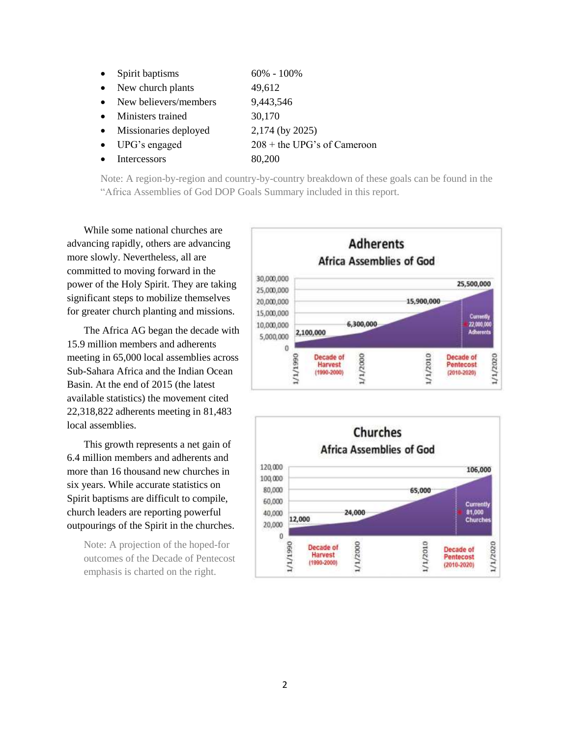- Spirit baptisms 60% - 100%
- New church plants 49,612
- New believers/members 9,443,546
- Ministers trained 30,170
- Missionaries deployed 2,174 (by 2025)
- UPG's engaged 208 + the UPG's of Cameroon
- Intercessors 80,200

Note: A region-by-region and country-by-country breakdown of these goals can be found in the "Africa Assemblies of God DOP Goals Summary included in this report.

While some national churches are advancing rapidly, others are advancing more slowly. Nevertheless, all are committed to moving forward in the power of the Holy Spirit. They are taking significant steps to mobilize themselves for greater church planting and missions.

The Africa AG began the decade with 15.9 million members and adherents meeting in 65,000 local assemblies across Sub-Sahara Africa and the Indian Ocean Basin. At the end of 2015 (the latest available statistics) the movement cited 22,318,822 adherents meeting in 81,483 local assemblies.

This growth represents a net gain of 6.4 million members and adherents and more than 16 thousand new churches in six years. While accurate statistics on Spirit baptisms are difficult to compile, church leaders are reporting powerful outpourings of the Spirit in the churches.

Note: A projection of the hoped-for outcomes of the Decade of Pentecost emphasis is charted on the right.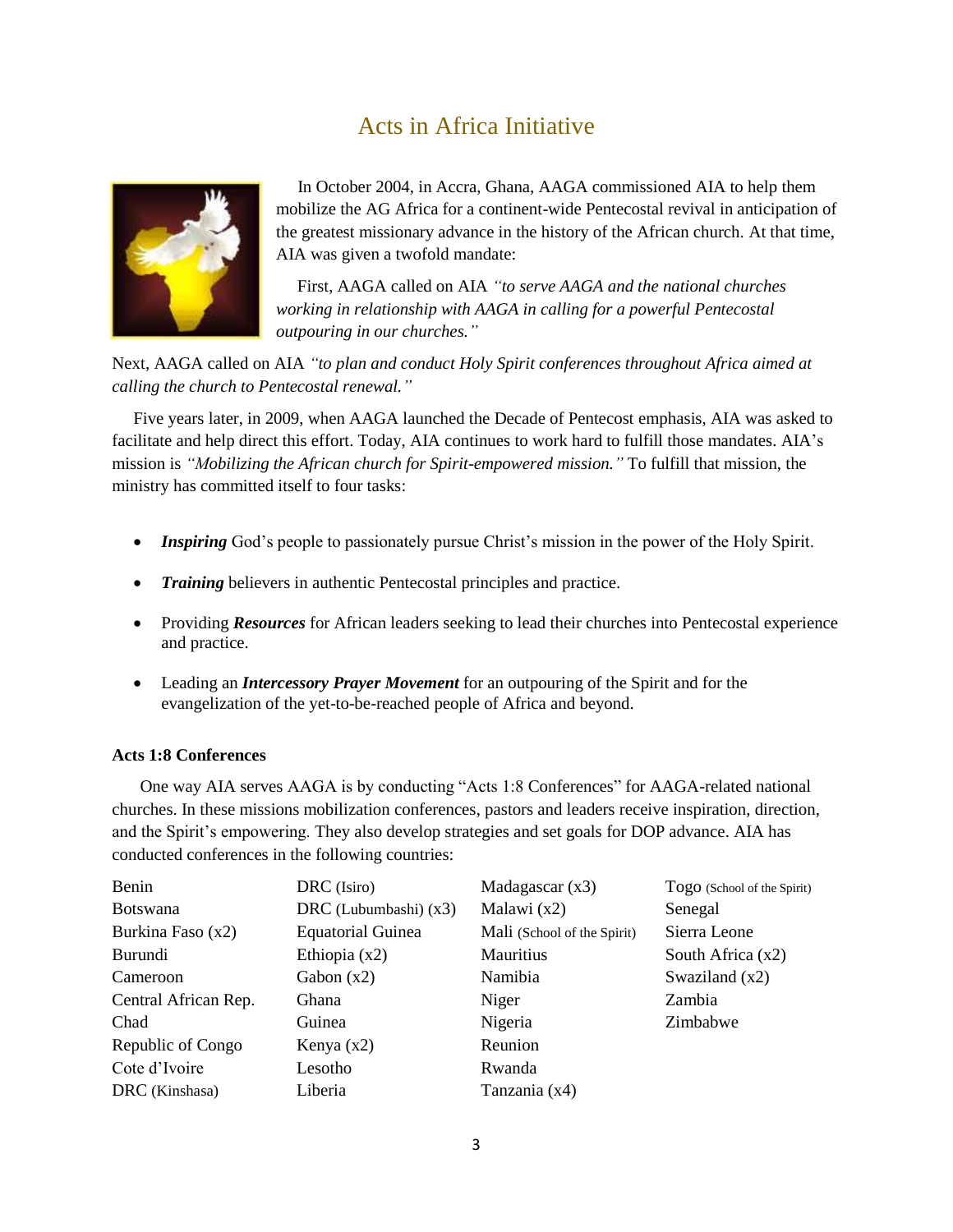# Acts in Africa Initiative

In October 2004, in Accra, Ghana, AAGA commissioned AIA to help them mobilize the AG Africa for a continent-wide Pentecostal revival in anticipation of the greatest missionary advance in the history of the African church. At that time, AIA was given a twofold mandate:

First, AAGA called on AIA *"to serve AAGA and the national churches working in relationship with AAGA in calling for a powerful Pentecostal outpouring in our churches."*

Next, AAGA called on AIA *"to plan and conduct Holy Spirit conferences throughout Africa aimed at calling the church to Pentecostal renewal."*

Five years later, in 2009, when AAGA launched the Decade of Pentecost emphasis, AIA was asked to facilitate and help direct this effort. Today, AIA continues to work hard to fulfill those mandates. AIA's mission is *"Mobilizing the African church for Spirit-empowered mission."* To fulfill that mission, the ministry has committed itself to four tasks:

- ***Inspiring*** God's people to passionately pursue Christ's mission in the power of the Holy Spirit.
- ***Training*** believers in authentic Pentecostal principles and practice.
- Providing ***Resources*** for African leaders seeking to lead their churches into Pentecostal experience and practice.
- Leading an ***Intercessory Prayer Movement*** for an outpouring of the Spirit and for the evangelization of the yet-to-be-reached people of Africa and beyond.

**Acts 1:8 Conferences**

One way AIA serves AAGA is by conducting "Acts 1:8 Conferences" for AAGA-related national churches. In these missions mobilization conferences, pastors and leaders receive inspiration, direction, and the Spirit's empowering. They also develop strategies and set goals for DOP advance. AIA has conducted conferences in the following countries:

Benin
Botswana
Burkina Faso (x2)
Burundi
Cameroon
Central African Rep.
Chad
Republic of Congo
Cote d'Ivoire
DRC (Kinshasa)
DRC (Isiro)
DRC (Lubumbashi) (x3)
Equatorial Guinea
Ethiopia (x2)
Gabon (x2)
Ghana
Guinea
Kenya (x2)
Lesotho
Liberia
Madagascar (x3)
Malawi (x2)
Mali (School of the Spirit)
Mauritius
Namibia
Niger
Nigeria
Reunion
Rwanda
Tanzania (x4)
Togo (School of the Spirit)
Senegal
Sierra Leone
South Africa (x2)
Swaziland (x2)
Zambia
Zimbabwe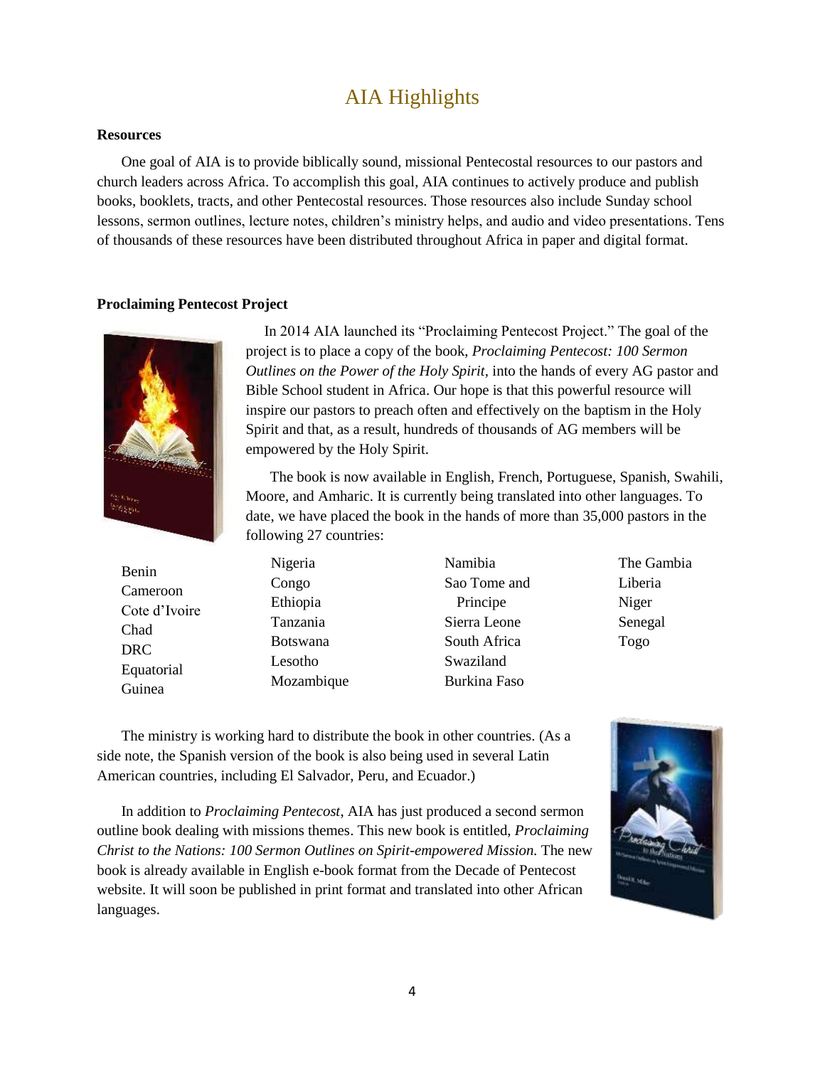# AIA Highlights

**Resources**

One goal of AIA is to provide biblically sound, missional Pentecostal resources to our pastors and church leaders across Africa. To accomplish this goal, AIA continues to actively produce and publish books, booklets, tracts, and other Pentecostal resources. Those resources also include Sunday school lessons, sermon outlines, lecture notes, children's ministry helps, and audio and video presentations. Tens of thousands of these resources have been distributed throughout Africa in paper and digital format.

**Proclaiming Pentecost Project**

In 2014 AIA launched its "Proclaiming Pentecost Project." The goal of the project is to place a copy of the book, *Proclaiming Pentecost: 100 Sermon Outlines on the Power of the Holy Spirit*, into the hands of every AG pastor and Bible School student in Africa. Our hope is that this powerful resource will inspire our pastors to preach often and effectively on the baptism in the Holy Spirit and that, as a result, hundreds of thousands of AG members will be empowered by the Holy Spirit.

The book is now available in English, French, Portuguese, Spanish, Swahili, Moore, and Amharic. It is currently being translated into other languages. To date, we have placed the book in the hands of more than 35,000 pastors in the following 27 countries:

- Benin
- Cameroon
- Cote d'Ivoire
- Chad
- DRC
- Equatorial Guinea
- Nigeria
- Congo
- Ethiopia
- Tanzania
- Botswana
- Lesotho
- Mozambique
- Namibia
- Sao Tome and Principe
- Sierra Leone
- South Africa
- Swaziland
- Burkina Faso
- The Gambia
- Liberia
- Niger
- Senegal
- Togo

The ministry is working hard to distribute the book in other countries. (As a side note, the Spanish version of the book is also being used in several Latin American countries, including El Salvador, Peru, and Ecuador.)

In addition to *Proclaiming Pentecost*, AIA has just produced a second sermon outline book dealing with missions themes. This new book is entitled, *Proclaiming Christ to the Nations: 100 Sermon Outlines on Spirit-empowered Mission.* The new book is already available in English e-book format from the Decade of Pentecost website. It will soon be published in print format and translated into other African languages.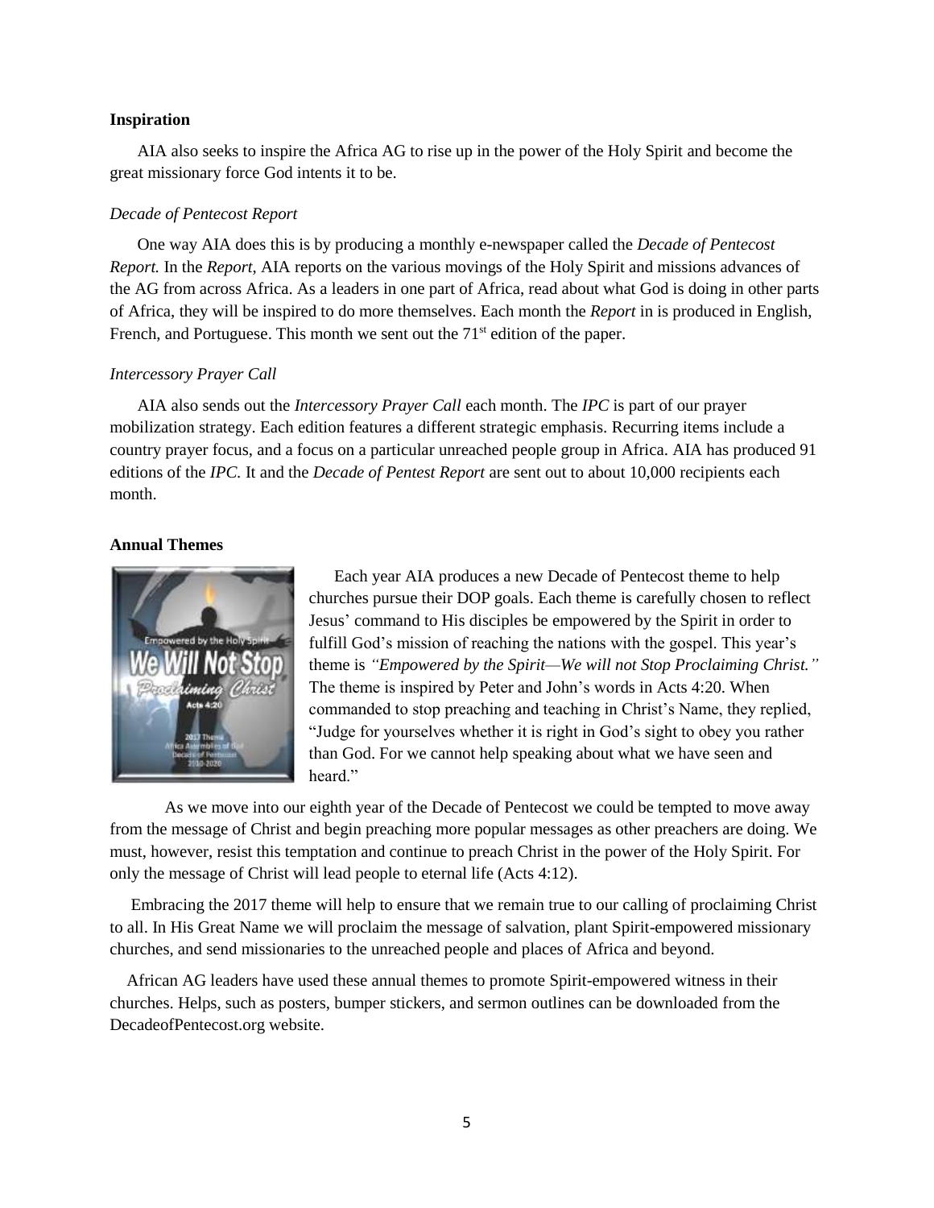**Inspiration**

AIA also seeks to inspire the Africa AG to rise up in the power of the Holy Spirit and become the great missionary force God intents it to be.

*Decade of Pentecost Report*

One way AIA does this is by producing a monthly e-newspaper called the *Decade of Pentecost Report.* In the *Report*, AIA reports on the various movings of the Holy Spirit and missions advances of the AG from across Africa. As a leaders in one part of Africa, read about what God is doing in other parts of Africa, they will be inspired to do more themselves. Each month the *Report* in is produced in English, French, and Portuguese. This month we sent out the 71st edition of the paper.

*Intercessory Prayer Call*

AIA also sends out the *Intercessory Prayer Call* each month. The *IPC* is part of our prayer mobilization strategy. Each edition features a different strategic emphasis. Recurring items include a country prayer focus, and a focus on a particular unreached people group in Africa. AIA has produced 91 editions of the *IPC.* It and the *Decade of Pentest Report* are sent out to about 10,000 recipients each month.

**Annual Themes**

Each year AIA produces a new Decade of Pentecost theme to help churches pursue their DOP goals. Each theme is carefully chosen to reflect Jesus' command to His disciples be empowered by the Spirit in order to fulfill God's mission of reaching the nations with the gospel. This year's theme is *"Empowered by the Spirit—We will not Stop Proclaiming Christ."* The theme is inspired by Peter and John's words in Acts 4:20. When commanded to stop preaching and teaching in Christ's Name, they replied, "Judge for yourselves whether it is right in God's sight to obey you rather than God. For we cannot help speaking about what we have seen and heard."

As we move into our eighth year of the Decade of Pentecost we could be tempted to move away from the message of Christ and begin preaching more popular messages as other preachers are doing. We must, however, resist this temptation and continue to preach Christ in the power of the Holy Spirit. For only the message of Christ will lead people to eternal life (Acts 4:12).

Embracing the 2017 theme will help to ensure that we remain true to our calling of proclaiming Christ to all. In His Great Name we will proclaim the message of salvation, plant Spirit-empowered missionary churches, and send missionaries to the unreached people and places of Africa and beyond.

African AG leaders have used these annual themes to promote Spirit-empowered witness in their churches. Helps, such as posters, bumper stickers, and sermon outlines can be downloaded from the DecadeofPentecost.org website.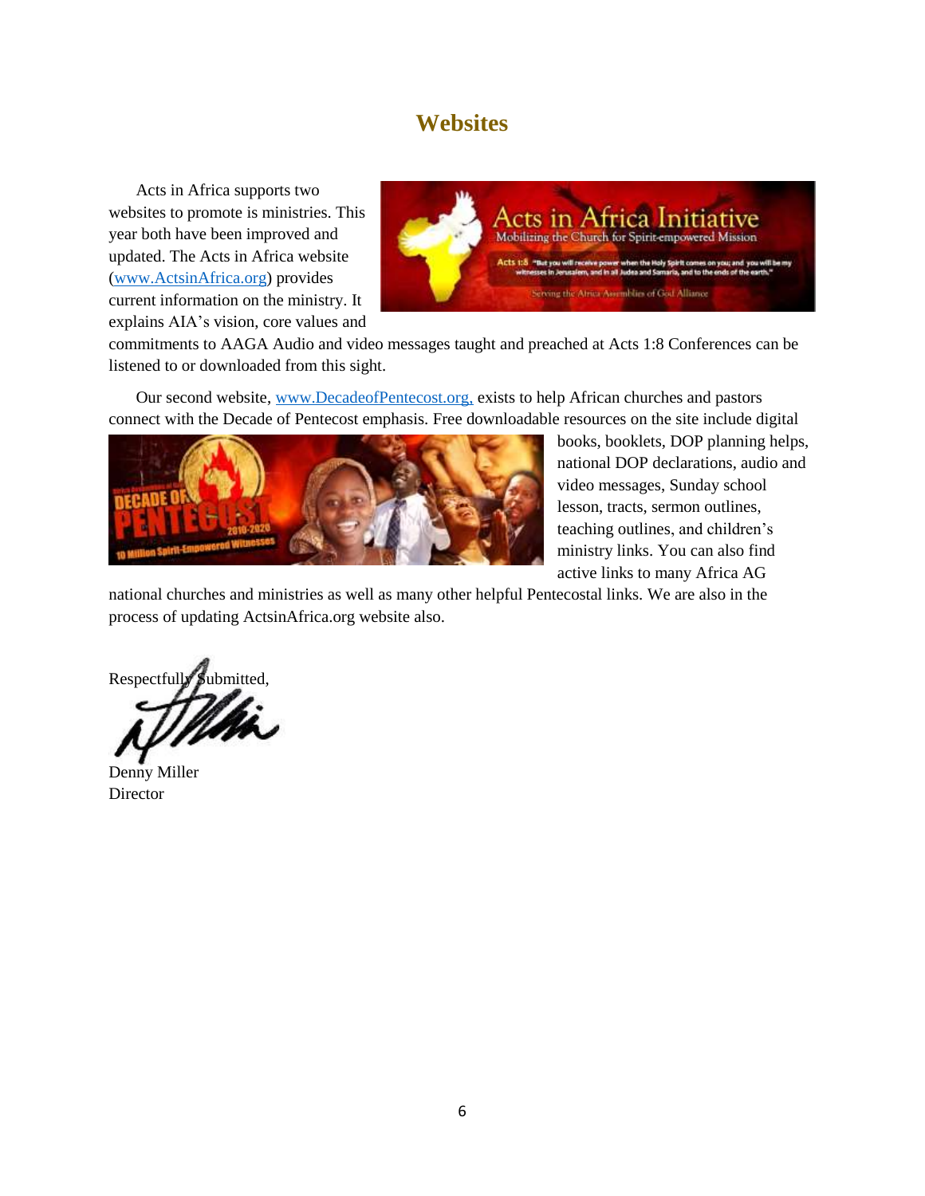## Websites

Acts in Africa supports two websites to promote is ministries. This year both have been improved and updated. The Acts in Africa website (www.ActsinAfrica.org) provides current information on the ministry. It explains AIA's vision, core values and commitments to AAGA Audio and video messages taught and preached at Acts 1:8 Conferences can be listened to or downloaded from this sight.

Our second website, www.DecadeofPentecost.org, exists to help African churches and pastors connect with the Decade of Pentecost emphasis. Free downloadable resources on the site include digital books, booklets, DOP planning helps, national DOP declarations, audio and video messages, Sunday school lesson, tracts, sermon outlines, teaching outlines, and children's ministry links. You can also find active links to many Africa AG national churches and ministries as well as many other helpful Pentecostal links. We are also in the process of updating ActsinAfrica.org website also.

Respectfully Submitted,

Denny Miller
Director